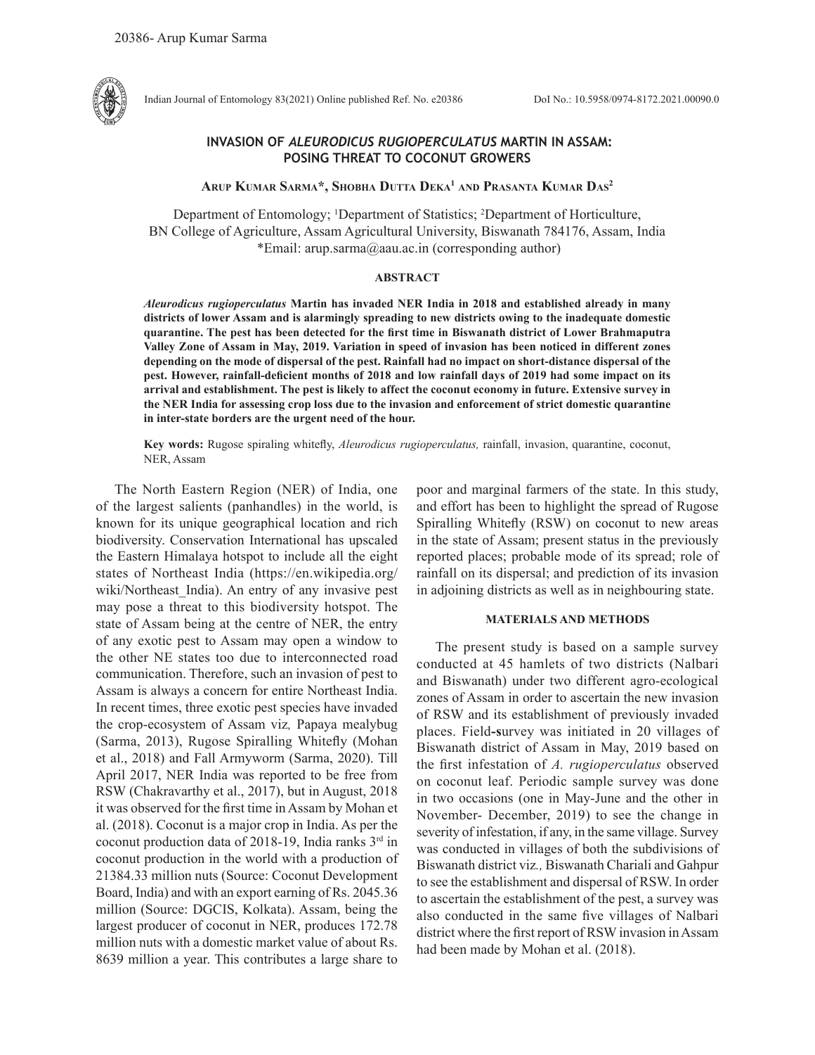# INVASION OF *ALEURODICUS RUGIOPERCULATUS* MARTIN IN ASSAM: POSING THREAT TO COCONUT GROWERS

**Arup Kumar Sarma*, Shobha Dutta Deka[1] and Prasanta Kumar Das[2]**

Department of Entomology; [1]Department of Statistics; [2]Department of Horticulture, BN College of Agriculture, Assam Agricultural University, Biswanath 784176, Assam, India
*Email: arup.sarma@aau.ac.in (corresponding author)

## ABSTRACT

***Aleurodicus rugioperculatus*** **Martin has invaded NER India in 2018 and established already in many districts of lower Assam and is alarmingly spreading to new districts owing to the inadequate domestic quarantine. The pest has been detected for the first time in Biswanath district of Lower Brahmaputra Valley Zone of Assam in May, 2019. Variation in speed of invasion has been noticed in different zones depending on the mode of dispersal of the pest. Rainfall had no impact on short-distance dispersal of the pest. However, rainfall-deficient months of 2018 and low rainfall days of 2019 had some impact on its arrival and establishment. The pest is likely to affect the coconut economy in future. Extensive survey in the NER India for assessing crop loss due to the invasion and enforcement of strict domestic quarantine in inter-state borders are the urgent need of the hour.**

**Key words:** Rugose spiraling whitefly, *Aleurodicus rugioperculatus,* rainfall, invasion, quarantine, coconut, NER, Assam

The North Eastern Region (NER) of India, one of the largest salients (panhandles) in the world, is known for its unique geographical location and rich biodiversity. Conservation International has upscaled the Eastern Himalaya hotspot to include all the eight states of Northeast India (https://en.wikipedia.org/wiki/Northeast_India). An entry of any invasive pest may pose a threat to this biodiversity hotspot. The state of Assam being at the centre of NER, the entry of any exotic pest to Assam may open a window to the other NE states too due to interconnected road communication. Therefore, such an invasion of pest to Assam is always a concern for entire Northeast India. In recent times, three exotic pest species have invaded the crop-ecosystem of Assam viz*,* Papaya mealybug (Sarma, 2013), Rugose Spiralling Whitefly (Mohan et al., 2018) and Fall Armyworm (Sarma, 2020). Till April 2017, NER India was reported to be free from RSW (Chakravarthy et al., 2017), but in August, 2018 it was observed for the first time in Assam by Mohan et al. (2018). Coconut is a major crop in India. As per the coconut production data of 2018-19, India ranks 3rd in coconut production in the world with a production of 21384.33 million nuts (Source: Coconut Development Board, India) and with an export earning of Rs. 2045.36 million (Source: DGCIS, Kolkata). Assam, being the largest producer of coconut in NER, produces 172.78 million nuts with a domestic market value of about Rs. 8639 million a year. This contributes a large share to poor and marginal farmers of the state. In this study, and effort has been to highlight the spread of Rugose Spiralling Whitefly (RSW) on coconut to new areas in the state of Assam; present status in the previously reported places; probable mode of its spread; role of rainfall on its dispersal; and prediction of its invasion in adjoining districts as well as in neighbouring state.

## MATERIALS AND METHODS

The present study is based on a sample survey conducted at 45 hamlets of two districts (Nalbari and Biswanath) under two different agro-ecological zones of Assam in order to ascertain the new invasion of RSW and its establishment of previously invaded places. Field-survey was initiated in 20 villages of Biswanath district of Assam in May, 2019 based on the first infestation of *A. rugioperculatus* observed on coconut leaf. Periodic sample survey was done in two occasions (one in May-June and the other in November- December, 2019) to see the change in severity of infestation, if any, in the same village. Survey was conducted in villages of both the subdivisions of Biswanath district viz*.,* Biswanath Chariali and Gahpur to see the establishment and dispersal of RSW. In order to ascertain the establishment of the pest, a survey was also conducted in the same five villages of Nalbari district where the first report of RSW invasion in Assam had been made by Mohan et al. (2018).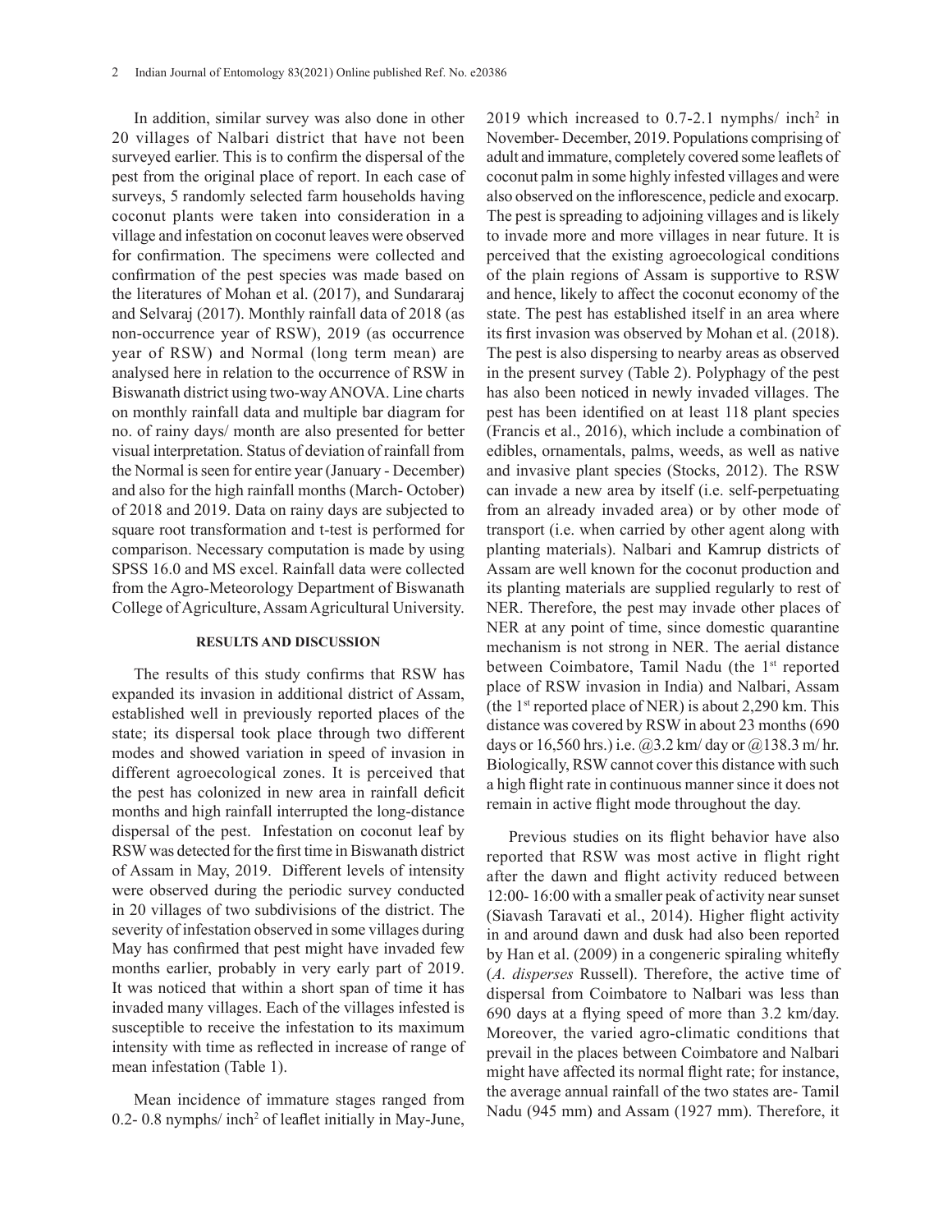In addition, similar survey was also done in other 20 villages of Nalbari district that have not been surveyed earlier. This is to confirm the dispersal of the pest from the original place of report. In each case of surveys, 5 randomly selected farm households having coconut plants were taken into consideration in a village and infestation on coconut leaves were observed for confirmation. The specimens were collected and confirmation of the pest species was made based on the literatures of Mohan et al. (2017), and Sundararaj and Selvaraj (2017). Monthly rainfall data of 2018 (as non-occurrence year of RSW), 2019 (as occurrence year of RSW) and Normal (long term mean) are analysed here in relation to the occurrence of RSW in Biswanath district using two-way ANOVA. Line charts on monthly rainfall data and multiple bar diagram for no. of rainy days/ month are also presented for better visual interpretation. Status of deviation of rainfall from the Normal is seen for entire year (January - December) and also for the high rainfall months (March- October) of 2018 and 2019. Data on rainy days are subjected to square root transformation and t-test is performed for comparison. Necessary computation is made by using SPSS 16.0 and MS excel. Rainfall data were collected from the Agro-Meteorology Department of Biswanath College of Agriculture, Assam Agricultural University.

## RESULTS AND DISCUSSION

The results of this study confirms that RSW has expanded its invasion in additional district of Assam, established well in previously reported places of the state; its dispersal took place through two different modes and showed variation in speed of invasion in different agroecological zones. It is perceived that the pest has colonized in new area in rainfall deficit months and high rainfall interrupted the long-distance dispersal of the pest. Infestation on coconut leaf by RSW was detected for the first time in Biswanath district of Assam in May, 2019. Different levels of intensity were observed during the periodic survey conducted in 20 villages of two subdivisions of the district. The severity of infestation observed in some villages during May has confirmed that pest might have invaded few months earlier, probably in very early part of 2019. It was noticed that within a short span of time it has invaded many villages. Each of the villages infested is susceptible to receive the infestation to its maximum intensity with time as reflected in increase of range of mean infestation (Table 1).

Mean incidence of immature stages ranged from 0.2- 0.8 nymphs/ inch$^2$ of leaflet initially in May-June, 2019 which increased to 0.7-2.1 nymphs/ inch$^2$ in November- December, 2019. Populations comprising of adult and immature, completely covered some leaflets of coconut palm in some highly infested villages and were also observed on the inflorescence, pedicle and exocarp. The pest is spreading to adjoining villages and is likely to invade more and more villages in near future. It is perceived that the existing agroecological conditions of the plain regions of Assam is supportive to RSW and hence, likely to affect the coconut economy of the state. The pest has established itself in an area where its first invasion was observed by Mohan et al. (2018). The pest is also dispersing to nearby areas as observed in the present survey (Table 2). Polyphagy of the pest has also been noticed in newly invaded villages. The pest has been identified on at least 118 plant species (Francis et al., 2016), which include a combination of edibles, ornamentals, palms, weeds, as well as native and invasive plant species (Stocks, 2012). The RSW can invade a new area by itself (i.e. self-perpetuating from an already invaded area) or by other mode of transport (i.e. when carried by other agent along with planting materials). Nalbari and Kamrup districts of Assam are well known for the coconut production and its planting materials are supplied regularly to rest of NER. Therefore, the pest may invade other places of NER at any point of time, since domestic quarantine mechanism is not strong in NER. The aerial distance between Coimbatore, Tamil Nadu (the 1st reported place of RSW invasion in India) and Nalbari, Assam (the 1st reported place of NER) is about 2,290 km. This distance was covered by RSW in about 23 months (690 days or 16,560 hrs.) i.e. @3.2 km/ day or @138.3 m/ hr. Biologically, RSW cannot cover this distance with such a high flight rate in continuous manner since it does not remain in active flight mode throughout the day.

Previous studies on its flight behavior have also reported that RSW was most active in flight right after the dawn and flight activity reduced between 12:00- 16:00 with a smaller peak of activity near sunset (Siavash Taravati et al., 2014). Higher flight activity in and around dawn and dusk had also been reported by Han et al. (2009) in a congeneric spiraling whitefly (*A. disperses* Russell). Therefore, the active time of dispersal from Coimbatore to Nalbari was less than 690 days at a flying speed of more than 3.2 km/day. Moreover, the varied agro-climatic conditions that prevail in the places between Coimbatore and Nalbari might have affected its normal flight rate; for instance, the average annual rainfall of the two states are- Tamil Nadu (945 mm) and Assam (1927 mm). Therefore, it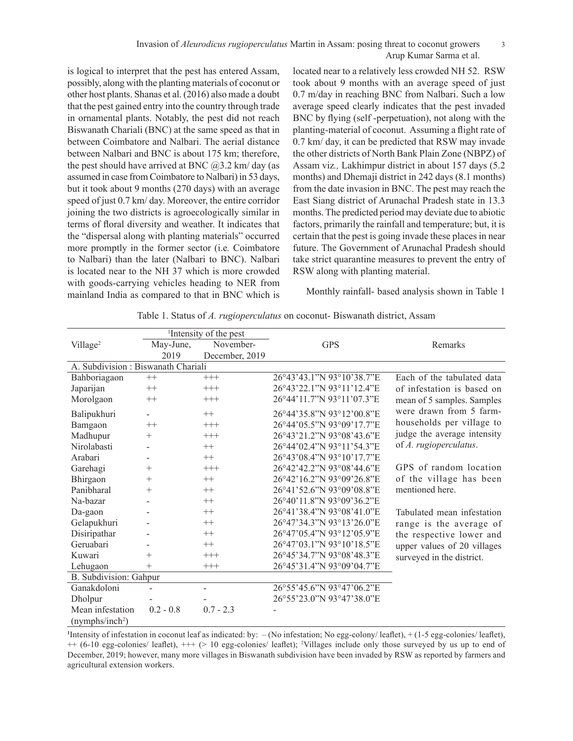is logical to interpret that the pest has entered Assam, possibly, along with the planting materials of coconut or other host plants. Shanas et al. (2016) also made a doubt that the pest gained entry into the country through trade in ornamental plants. Notably, the pest did not reach Biswanath Chariali (BNC) at the same speed as that in between Coimbatore and Nalbari. The aerial distance between Nalbari and BNC is about 175 km; therefore, the pest should have arrived at BNC @3.2 km/ day (as assumed in case from Coimbatore to Nalbari) in 53 days, but it took about 9 months (270 days) with an average speed of just 0.7 km/ day. Moreover, the entire corridor joining the two districts is agroecologically similar in terms of floral diversity and weather. It indicates that the "dispersal along with planting materials" occurred more promptly in the former sector (i.e. Coimbatore to Nalbari) than the later (Nalbari to BNC). Nalbari is located near to the NH 37 which is more crowded with goods-carrying vehicles heading to NER from mainland India as compared to that in BNC which is located near to a relatively less crowded NH 52. RSW took about 9 months with an average speed of just 0.7 m/day in reaching BNC from Nalbari. Such a low average speed clearly indicates that the pest invaded BNC by flying (self -perpetuation), not along with the planting-material of coconut. Assuming a flight rate of 0.7 km/ day, it can be predicted that RSW may invade the other districts of North Bank Plain Zone (NBPZ) of Assam viz*.,* Lakhimpur district in about 157 days (5.2 months) and Dhemaji district in 242 days (8.1 months) from the date invasion in BNC. The pest may reach the East Siang district of Arunachal Pradesh state in 13.3 months. The predicted period may deviate due to abiotic factors, primarily the rainfall and temperature; but, it is certain that the pest is going invade these places in near future. The Government of Arunachal Pradesh should take strict quarantine measures to prevent the entry of RSW along with planting material.

Monthly rainfall- based analysis shown in Table 1

Table 1. Status of *A. rugioperculatus* on coconut- Biswanath district, Assam

| Village[2] | [1]Intensity of the pest | | GPS | Remarks |
|---|---|---|---|---|
| | May-June, 2019 | November-December, 2019 | | |
| **A. Subdivision : Biswanath Chariali** | | | | |
| Bahboriagaon | ++ | +++ | 26°43'43.1"N 93°10'38.7"E | Each of the tabulated data of infestation is based on mean of 5 samples. Samples were drawn from 5 farm-households per village to judge the average intensity of *A. rugioperculatus*. |
| Japarijan | ++ | +++ | 26°43'22.1"N 93°11'12.4"E | |
| Morolgaon | ++ | +++ | 26°44'11.7"N 93°11'07.3"E | |
| Balipukhuri | - | ++ | 26°44'35.8"N 93°12'00.8"E | |
| Bamgaon | ++ | +++ | 26°44'05.5"N 93°09'17.7"E | |
| Madhupur | + | +++ | 26°43'21.2"N 93°08'43.6"E | |
| Nirolabasti | - | ++ | 26°44'02.4"N 93°11'54.3"E | |
| Arabari | - | ++ | 26°43'08.4"N 93°10'17.7"E | |
| Garehagi | + | +++ | 26°42'42.2"N 93°08'44.6"E | GPS of random location of the village has been mentioned here. |
| Bhirgaon | + | ++ | 26°42'16.2"N 93°09'26.8"E | |
| Panibharal | + | ++ | 26°41'52.6"N 93°09'08.8"E | |
| Na-bazar | - | ++ | 26°40'11.8"N 93°09'36.2"E | |
| Da-gaon | - | ++ | 26°41'38.4"N 93°08'41.0"E | Tabulated mean infestation range is the average of the respective lower and upper values of 20 villages surveyed in the district. |
| Gelapukhuri | - | ++ | 26°47'34.3"N 93°13'26.0"E | |
| Disiripathar | - | ++ | 26°47'05.4"N 93°12'05.9"E | |
| Geruabari | - | ++ | 26°47'03.1"N 93°10'18.5"E | |
| Kuwari | + | +++ | 26°45'34.7"N 93°08'48.3"E | |
| Lehugaon | + | +++ | 26°45'31.4"N 93°09'04.7"E | |
| **B. Subdivision: Gahpur** | | | | |
| Ganakdoloni | - | - | 26°55'45.6"N 93°47'06.2"E | |
| Dholpur | - | - | 26°55'23.0"N 93°47'38.0"E | |
| Mean infestation (nymphs/inch$^2$) | 0.2 - 0.8 | 0.7 - 2.3 | - | |

[1]Intensity of infestation in coconut leaf as indicated by: – (No infestation; No egg-colony/ leaflet), + (1-5 egg-colonies/ leaflet), ++ (6-10 egg-colonies/ leaflet), +++ (> 10 egg-colonies/ leaflet); [2]Villages include only those surveyed by us up to end of December, 2019; however, many more villages in Biswanath subdivision have been invaded by RSW as reported by farmers and agricultural extension workers.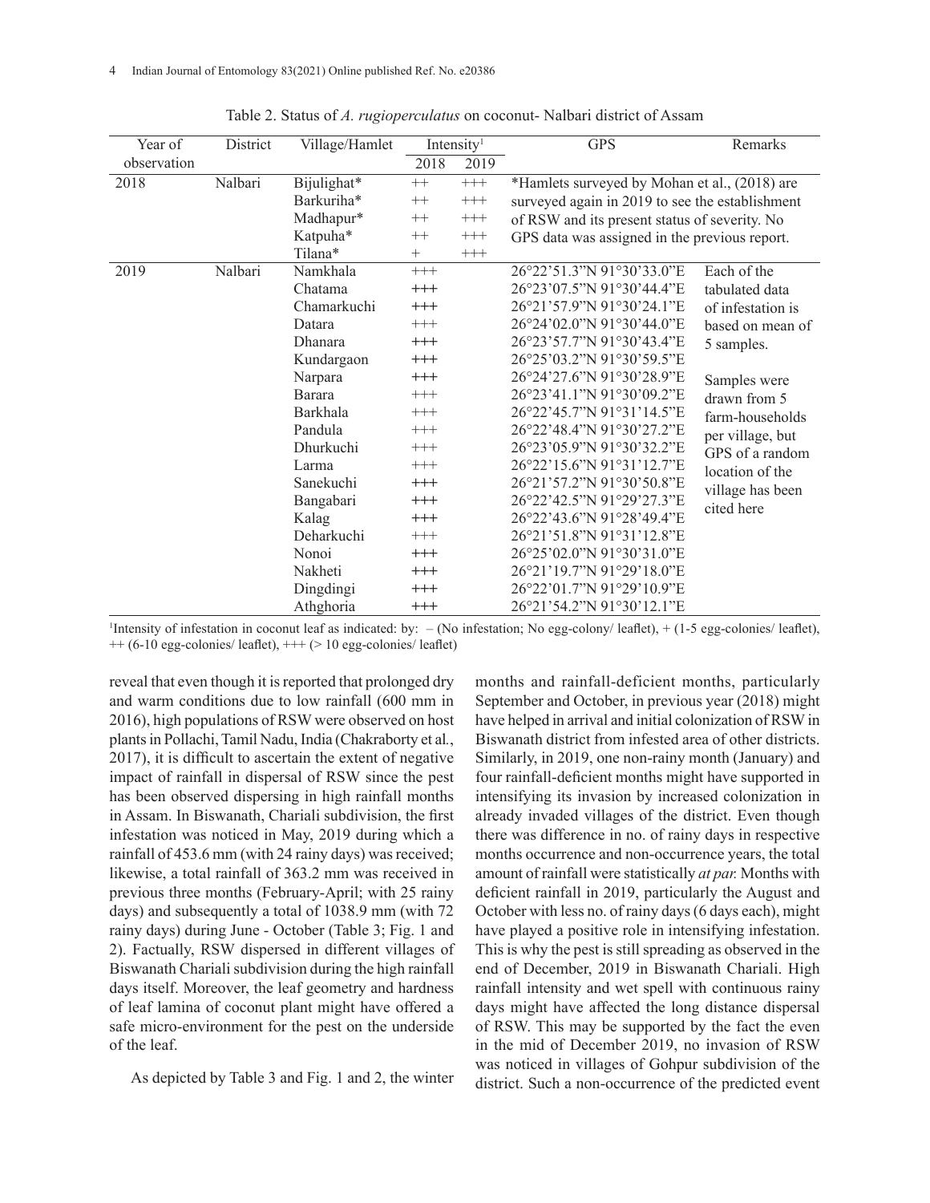Table 2. Status of *A. rugioperculatus* on coconut- Nalbari district of Assam

| Year of observation | District | Village/Hamlet | Intensity[1] | | GPS | Remarks |
|---|---|---|---|---|---|---|
| | | | 2018 | 2019 | | |
| 2018 | Nalbari | Bijulighat* | ++ | +++ | *Hamlets surveyed by Mohan et al., (2018) are surveyed again in 2019 to see the establishment of RSW and its present status of severity. No GPS data was assigned in the previous report. | |
| | | Barkuriha* | ++ | +++ | | |
| | | Madhapur* | ++ | +++ | | |
| | | Katpuha* | ++ | +++ | | |
| | | Tilana* | + | +++ | | |
| 2019 | Nalbari | Namkhala | +++ | | 26°22'51.3"N 91°30'33.0"E | Each of the tabulated data of infestation is based on mean of 5 samples. Samples were drawn from 5 farm-households per village, but GPS of a random location of the village has been cited here |
| | | Chatama | +++ | | 26°23'07.5"N 91°30'44.4"E | |
| | | Chamarkuchi | +++ | | 26°21'57.9"N 91°30'24.1"E | |
| | | Datara | +++ | | 26°24'02.0"N 91°30'44.0"E | |
| | | Dhanara | +++ | | 26°23'57.7"N 91°30'43.4"E | |
| | | Kundargaon | +++ | | 26°25'03.2"N 91°30'59.5"E | |
| | | Narpara | +++ | | 26°24'27.6"N 91°30'28.9"E | |
| | | Barara | +++ | | 26°23'41.1"N 91°30'09.2"E | |
| | | Barkhala | +++ | | 26°22'45.7"N 91°31'14.5"E | |
| | | Pandula | +++ | | 26°22'48.4"N 91°30'27.2"E | |
| | | Dhurkuchi | +++ | | 26°23'05.9"N 91°30'32.2"E | |
| | | Larma | +++ | | 26°22'15.6"N 91°31'12.7"E | |
| | | Sanekuchi | +++ | | 26°21'57.2"N 91°30'50.8"E | |
| | | Bangabari | +++ | | 26°22'42.5"N 91°29'27.3"E | |
| | | Kalag | +++ | | 26°22'43.6"N 91°28'49.4"E | |
| | | Deharkuchi | +++ | | 26°21'51.8"N 91°31'12.8"E | |
| | | Nonoi | +++ | | 26°25'02.0"N 91°30'31.0"E | |
| | | Nakheti | +++ | | 26°21'19.7"N 91°29'18.0"E | |
| | | Dingdingi | +++ | | 26°22'01.7"N 91°29'10.9"E | |
| | | Athghoria | +++ | | 26°21'54.2"N 91°30'12.1"E | |

[1]Intensity of infestation in coconut leaf as indicated: by: – (No infestation; No egg-colony/ leaflet), + (1-5 egg-colonies/ leaflet), ++ (6-10 egg-colonies/ leaflet), +++ (> 10 egg-colonies/ leaflet)

reveal that even though it is reported that prolonged dry and warm conditions due to low rainfall (600 mm in 2016), high populations of RSW were observed on host plants in Pollachi, Tamil Nadu, India (Chakraborty et al., 2017), it is difficult to ascertain the extent of negative impact of rainfall in dispersal of RSW since the pest has been observed dispersing in high rainfall months in Assam. In Biswanath, Chariali subdivision, the first infestation was noticed in May, 2019 during which a rainfall of 453.6 mm (with 24 rainy days) was received; likewise, a total rainfall of 363.2 mm was received in previous three months (February-April; with 25 rainy days) and subsequently a total of 1038.9 mm (with 72 rainy days) during June - October (Table 3; Fig. 1 and 2). Factually, RSW dispersed in different villages of Biswanath Chariali subdivision during the high rainfall days itself. Moreover, the leaf geometry and hardness of leaf lamina of coconut plant might have offered a safe micro-environment for the pest on the underside of the leaf.

As depicted by Table 3 and Fig. 1 and 2, the winter months and rainfall-deficient months, particularly September and October, in previous year (2018) might have helped in arrival and initial colonization of RSW in Biswanath district from infested area of other districts. Similarly, in 2019, one non-rainy month (January) and four rainfall-deficient months might have supported in intensifying its invasion by increased colonization in already invaded villages of the district. Even though there was difference in no. of rainy days in respective months occurrence and non-occurrence years, the total amount of rainfall were statistically *at par.* Months with deficient rainfall in 2019, particularly the August and October with less no. of rainy days (6 days each), might have played a positive role in intensifying infestation. This is why the pest is still spreading as observed in the end of December, 2019 in Biswanath Chariali. High rainfall intensity and wet spell with continuous rainy days might have affected the long distance dispersal of RSW. This may be supported by the fact the even in the mid of December 2019, no invasion of RSW was noticed in villages of Gohpur subdivision of the district. Such a non-occurrence of the predicted event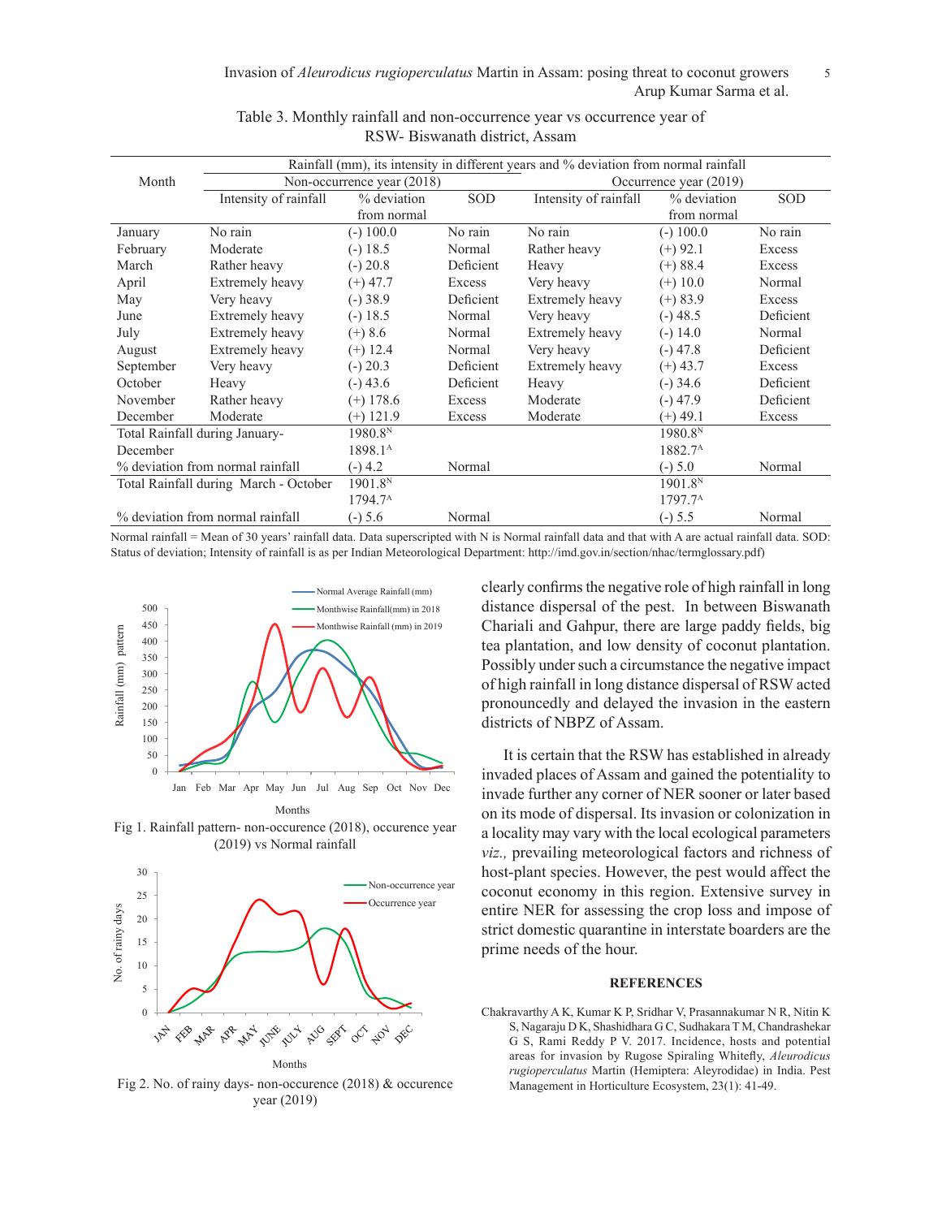Table 3. Monthly rainfall and non-occurrence year vs occurrence year of RSW- Biswanath district, Assam

| Month | Rainfall (mm), its intensity in different years and % deviation from normal rainfall | | | | | |
|---|---|---|---|---|---|---|
| | Non-occurrence year (2018) | | | Occurrence year (2019) | | |
| | Intensity of rainfall | % deviation from normal | SOD | Intensity of rainfall | % deviation from normal | SOD |
| January | No rain | (-) 100.0 | No rain | No rain | (-) 100.0 | No rain |
| February | Moderate | (-) 18.5 | Normal | Rather heavy | (+) 92.1 | Excess |
| March | Rather heavy | (-) 20.8 | Deficient | Heavy | (+) 88.4 | Excess |
| April | Extremely heavy | (+) 47.7 | Excess | Very heavy | (+) 10.0 | Normal |
| May | Very heavy | (-) 38.9 | Deficient | Extremely heavy | (+) 83.9 | Excess |
| June | Extremely heavy | (-) 18.5 | Normal | Very heavy | (-) 48.5 | Deficient |
| July | Extremely heavy | (+) 8.6 | Normal | Extremely heavy | (-) 14.0 | Normal |
| August | Extremely heavy | (+) 12.4 | Normal | Very heavy | (-) 47.8 | Deficient |
| September | Very heavy | (-) 20.3 | Deficient | Extremely heavy | (+) 43.7 | Excess |
| October | Heavy | (-) 43.6 | Deficient | Heavy | (-) 34.6 | Deficient |
| November | Rather heavy | (+) 178.6 | Excess | Moderate | (-) 47.9 | Deficient |
| December | Moderate | (+) 121.9 | Excess | Moderate | (+) 49.1 | Excess |
| Total Rainfall during January-December | | 1980.8[N] 1898.1[A] | | | 1980.8[N] 1882.7[A] | |
| % deviation from normal rainfall | | (-) 4.2 | Normal | | (-) 5.0 | Normal |
| Total Rainfall during March - October | | 1901.8[N] 1794.7[A] | | | 1901.8[N] 1797.7[A] | |
| % deviation from normal rainfall | | (-) 5.6 | Normal | | (-) 5.5 | Normal |

Normal rainfall = Mean of 30 years' rainfall data. Data superscripted with N is Normal rainfall data and that with A are actual rainfall data. SOD: Status of deviation; Intensity of rainfall is as per Indian Meteorological Department: http://imd.gov.in/section/nhac/termglossary.pdf)

Fig 1. Rainfall pattern- non-occurence (2018), occurence year (2019) vs Normal rainfall

Fig 2. No. of rainy days- non-occurence (2018) & occurence year (2019)

clearly confirms the negative role of high rainfall in long distance dispersal of the pest. In between Biswanath Chariali and Gahpur, there are large paddy fields, big tea plantation, and low density of coconut plantation. Possibly under such a circumstance the negative impact of high rainfall in long distance dispersal of RSW acted pronouncedly and delayed the invasion in the eastern districts of NBPZ of Assam.

It is certain that the RSW has established in already invaded places of Assam and gained the potentiality to invade further any corner of NER sooner or later based on its mode of dispersal. Its invasion or colonization in a locality may vary with the local ecological parameters *viz.,* prevailing meteorological factors and richness of host-plant species. However, the pest would affect the coconut economy in this region. Extensive survey in entire NER for assessing the crop loss and impose of strict domestic quarantine in interstate boarders are the prime needs of the hour.

## REFERENCES

Chakravarthy A K, Kumar K P, Sridhar V, Prasannakumar N R, Nitin K S, Nagaraju D K, Shashidhara G C, Sudhakara T M, Chandrashekar G S, Rami Reddy P V. 2017. Incidence, hosts and potential areas for invasion by Rugose Spiraling Whitefly, *Aleurodicus rugioperculatus* Martin (Hemiptera: Aleyrodidae) in India. Pest Management in Horticulture Ecosystem, 23(1): 41-49.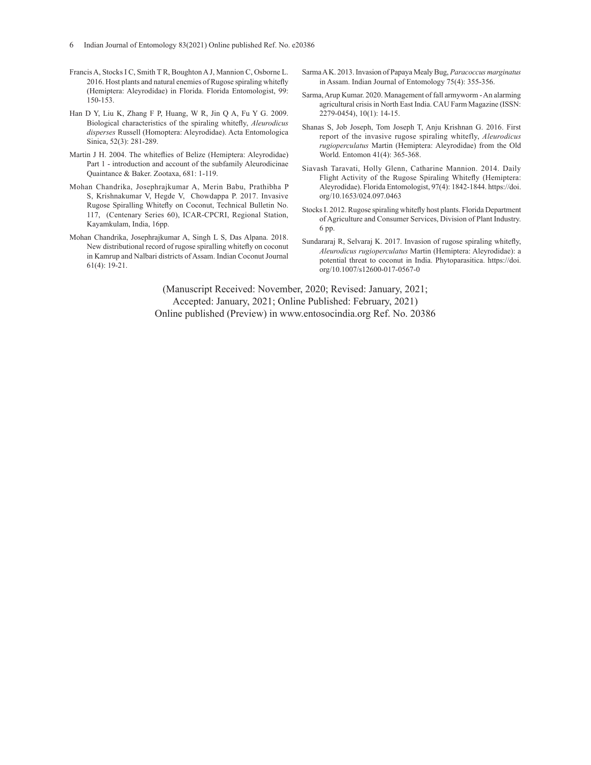Francis A, Stocks I C, Smith T R, Boughton A J, Mannion C, Osborne L. 2016. Host plants and natural enemies of Rugose spiraling whitefly (Hemiptera: Aleyrodidae) in Florida. Florida Entomologist, 99: 150-153.

Han D Y, Liu K, Zhang F P, Huang, W R, Jin Q A, Fu Y G. 2009. Biological characteristics of the spiraling whitefly, *Aleurodicus disperses* Russell (Homoptera: Aleyrodidae). Acta Entomologica Sinica, 52(3): 281-289.

Martin J H. 2004. The whiteflies of Belize (Hemiptera: Aleyrodidae) Part 1 - introduction and account of the subfamily Aleurodicinae Quaintance & Baker. Zootaxa, 681: 1-119.

Mohan Chandrika, Josephrajkumar A, Merin Babu, Prathibha P S, Krishnakumar V, Hegde V, Chowdappa P. 2017. Invasive Rugose Spiralling Whitefly on Coconut, Technical Bulletin No. 117, (Centenary Series 60), ICAR-CPCRI, Regional Station, Kayamkulam, India, 16pp.

Mohan Chandrika, Josephrajkumar A, Singh L S, Das Alpana. 2018. New distributional record of rugose spiralling whitefly on coconut in Kamrup and Nalbari districts of Assam. Indian Coconut Journal 61(4): 19-21.

Sarma A K. 2013. Invasion of Papaya Mealy Bug, *Paracoccus marginatus* in Assam. Indian Journal of Entomology 75(4): 355-356.

Sarma, Arup Kumar. 2020. Management of fall armyworm - An alarming agricultural crisis in North East India. CAU Farm Magazine (ISSN: 2279-0454), 10(1): 14-15.

Shanas S, Job Joseph, Tom Joseph T, Anju Krishnan G. 2016. First report of the invasive rugose spiraling whitefly, *Aleurodicus rugioperculatus* Martin (Hemiptera: Aleyrodidae) from the Old World. Entomon 41(4): 365-368.

Siavash Taravati, Holly Glenn, Catharine Mannion. 2014. Daily Flight Activity of the Rugose Spiraling Whitefly (Hemiptera: Aleyrodidae). Florida Entomologist, 97(4): 1842-1844. https://doi.org/10.1653/024.097.0463

Stocks I. 2012. Rugose spiraling whitefly host plants. Florida Department of Agriculture and Consumer Services, Division of Plant Industry. 6 pp.

Sundararaj R, Selvaraj K. 2017. Invasion of rugose spiraling whitefly, *Aleurodicus rugioperculatus* Martin (Hemiptera: Aleyrodidae): a potential threat to coconut in India. Phytoparasitica. https://doi.org/10.1007/s12600-017-0567-0

(Manuscript Received: November, 2020; Revised: January, 2021; Accepted: January, 2021; Online Published: February, 2021)
Online published (Preview) in www.entosocindia.org Ref. No. 20386